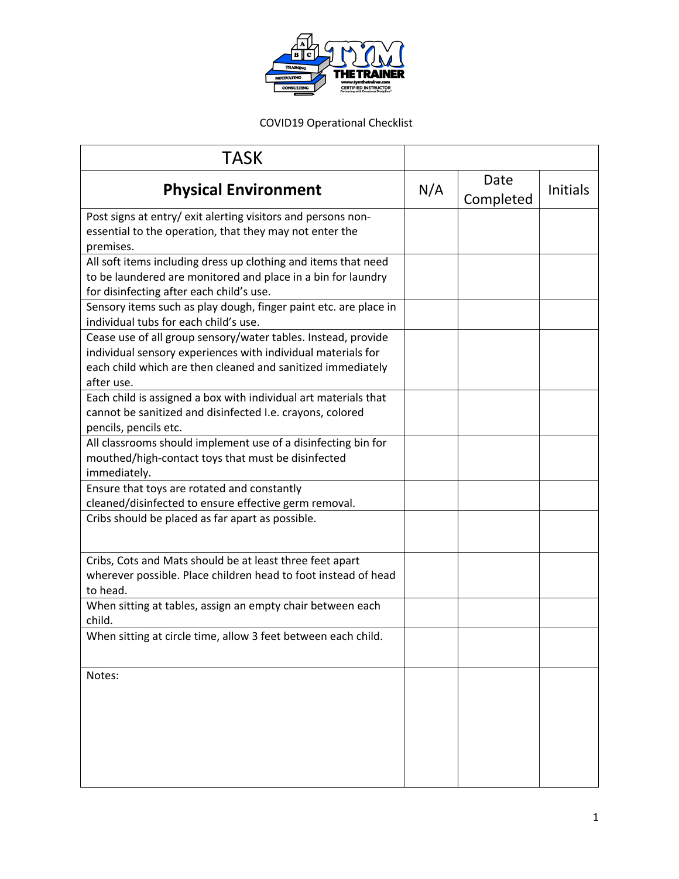COVID19 Operational Checklist

| TASK | | | |
|---|---|---|---|
| **Physical Environment** | N/A | Date Completed | Initials |
| Post signs at entry/ exit alerting visitors and persons non-essential to the operation, that they may not enter the premises. | | | |
| All soft items including dress up clothing and items that need to be laundered are monitored and place in a bin for laundry for disinfecting after each child's use. | | | |
| Sensory items such as play dough, finger paint etc. are place in individual tubs for each child's use. | | | |
| Cease use of all group sensory/water tables. Instead, provide individual sensory experiences with individual materials for each child which are then cleaned and sanitized immediately after use. | | | |
| Each child is assigned a box with individual art materials that cannot be sanitized and disinfected I.e. crayons, colored pencils, pencils etc. | | | |
| All classrooms should implement use of a disinfecting bin for mouthed/high-contact toys that must be disinfected immediately. | | | |
| Ensure that toys are rotated and constantly cleaned/disinfected to ensure effective germ removal. | | | |
| Cribs should be placed as far apart as possible. | | | |
| Cribs, Cots and Mats should be at least three feet apart wherever possible. Place children head to foot instead of head to head. | | | |
| When sitting at tables, assign an empty chair between each child. | | | |
| When sitting at circle time, allow 3 feet between each child. | | | |
| Notes: | | | |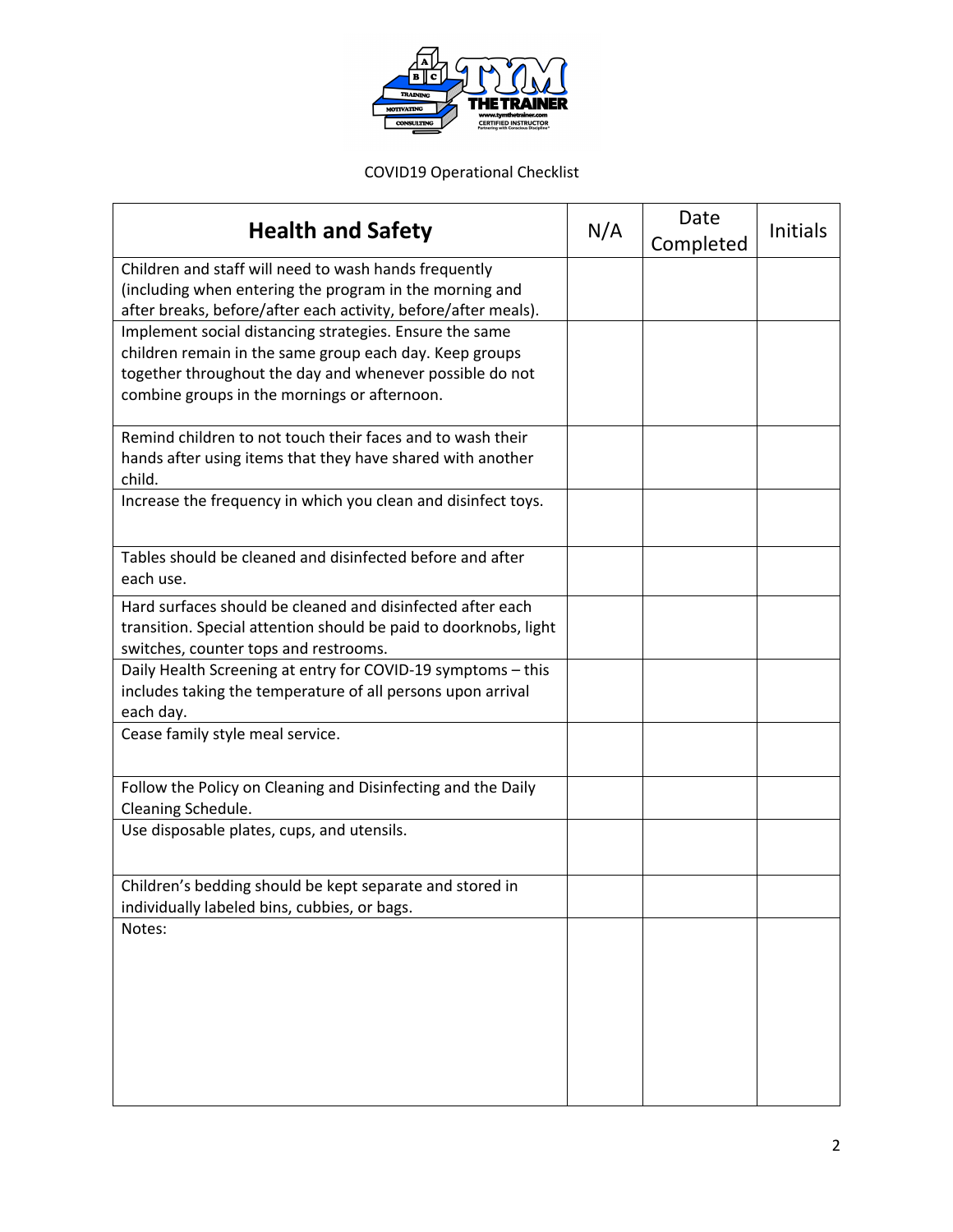COVID19 Operational Checklist

| Health and Safety | N/A | Date Completed | Initials |
| --- | --- | --- | --- |
| Children and staff will need to wash hands frequently (including when entering the program in the morning and after breaks, before/after each activity, before/after meals). | | | |
| Implement social distancing strategies. Ensure the same children remain in the same group each day. Keep groups together throughout the day and whenever possible do not combine groups in the mornings or afternoon. | | | |
| Remind children to not touch their faces and to wash their hands after using items that they have shared with another child. | | | |
| Increase the frequency in which you clean and disinfect toys. | | | |
| Tables should be cleaned and disinfected before and after each use. | | | |
| Hard surfaces should be cleaned and disinfected after each transition. Special attention should be paid to doorknobs, light switches, counter tops and restrooms. | | | |
| Daily Health Screening at entry for COVID-19 symptoms – this includes taking the temperature of all persons upon arrival each day. | | | |
| Cease family style meal service. | | | |
| Follow the Policy on Cleaning and Disinfecting and the Daily Cleaning Schedule. | | | |
| Use disposable plates, cups, and utensils. | | | |
| Children's bedding should be kept separate and stored in individually labeled bins, cubbies, or bags. | | | |
| Notes: | | | |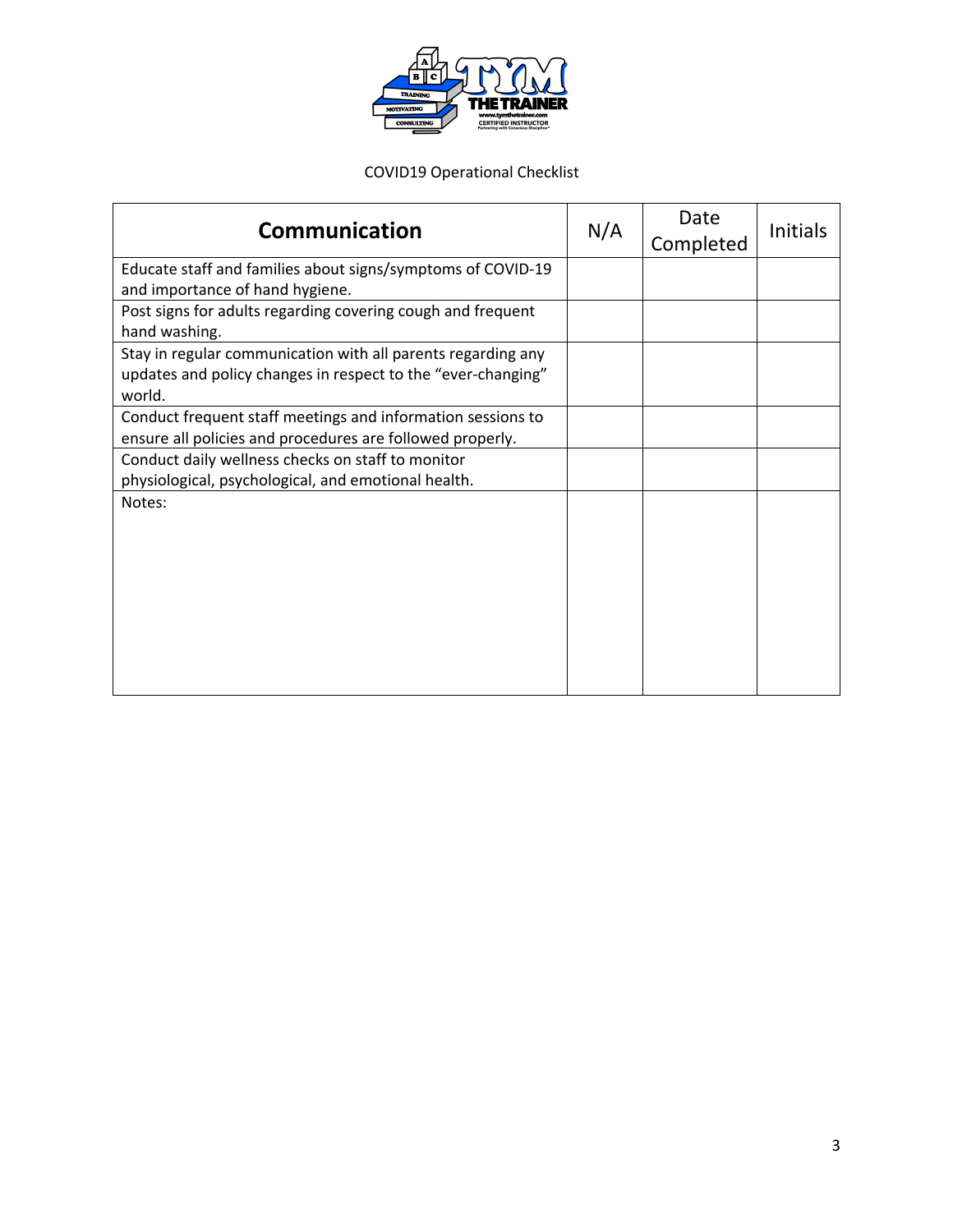COVID19 Operational Checklist

| **Communication** | N/A | Date Completed | Initials |
| --- | --- | --- | --- |
| Educate staff and families about signs/symptoms of COVID-19 and importance of hand hygiene. | | | |
| Post signs for adults regarding covering cough and frequent hand washing. | | | |
| Stay in regular communication with all parents regarding any updates and policy changes in respect to the "ever-changing" world. | | | |
| Conduct frequent staff meetings and information sessions to ensure all policies and procedures are followed properly. | | | |
| Conduct daily wellness checks on staff to monitor physiological, psychological, and emotional health. | | | |
| Notes: | | | |